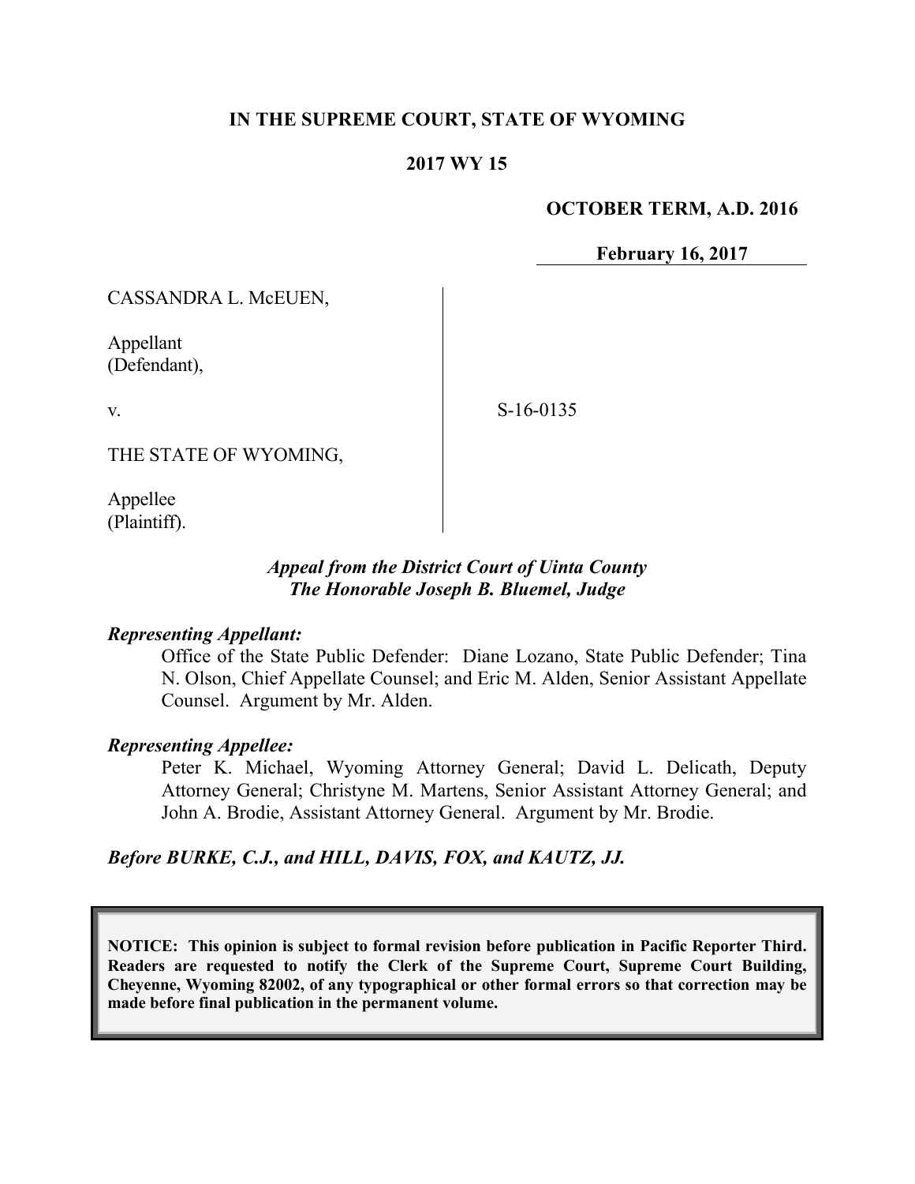**IN THE SUPREME COURT, STATE OF WYOMING**

**2017 WY 15**

**OCTOBER TERM, A.D. 2016**

**February 16, 2017**

CASSANDRA L. McEUEN,

Appellant
(Defendant),

v.

S-16-0135

THE STATE OF WYOMING,

Appellee
(Plaintiff).

*Appeal from the District Court of Uinta County*
*The Honorable Joseph B. Bluemel, Judge*

***Representing Appellant:***

Office of the State Public Defender: Diane Lozano, State Public Defender; Tina N. Olson, Chief Appellate Counsel; and Eric M. Alden, Senior Assistant Appellate Counsel. Argument by Mr. Alden.

***Representing Appellee:***

Peter K. Michael, Wyoming Attorney General; David L. Delicath, Deputy Attorney General; Christyne M. Martens, Senior Assistant Attorney General; and John A. Brodie, Assistant Attorney General. Argument by Mr. Brodie.

***Before BURKE, C.J., and HILL, DAVIS, FOX, and KAUTZ, JJ.***

**NOTICE: This opinion is subject to formal revision before publication in Pacific Reporter Third. Readers are requested to notify the Clerk of the Supreme Court, Supreme Court Building, Cheyenne, Wyoming 82002, of any typographical or other formal errors so that correction may be made before final publication in the permanent volume.**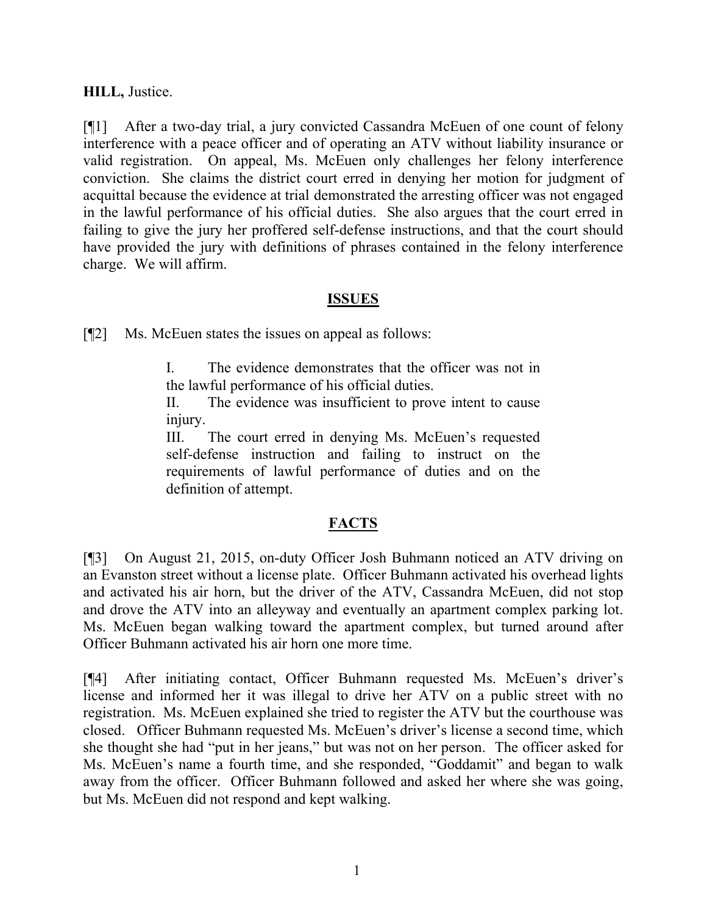**HILL,** Justice.

[¶1] After a two-day trial, a jury convicted Cassandra McEuen of one count of felony interference with a peace officer and of operating an ATV without liability insurance or valid registration. On appeal, Ms. McEuen only challenges her felony interference conviction. She claims the district court erred in denying her motion for judgment of acquittal because the evidence at trial demonstrated the arresting officer was not engaged in the lawful performance of his official duties. She also argues that the court erred in failing to give the jury her proffered self-defense instructions, and that the court should have provided the jury with definitions of phrases contained in the felony interference charge. We will affirm.

## ISSUES

[¶2] Ms. McEuen states the issues on appeal as follows:

> I. The evidence demonstrates that the officer was not in the lawful performance of his official duties.
>
> II. The evidence was insufficient to prove intent to cause injury.
>
> III. The court erred in denying Ms. McEuen's requested self-defense instruction and failing to instruct on the requirements of lawful performance of duties and on the definition of attempt.

## FACTS

[¶3] On August 21, 2015, on-duty Officer Josh Buhmann noticed an ATV driving on an Evanston street without a license plate. Officer Buhmann activated his overhead lights and activated his air horn, but the driver of the ATV, Cassandra McEuen, did not stop and drove the ATV into an alleyway and eventually an apartment complex parking lot. Ms. McEuen began walking toward the apartment complex, but turned around after Officer Buhmann activated his air horn one more time.

[¶4] After initiating contact, Officer Buhmann requested Ms. McEuen's driver's license and informed her it was illegal to drive her ATV on a public street with no registration. Ms. McEuen explained she tried to register the ATV but the courthouse was closed. Officer Buhmann requested Ms. McEuen's driver's license a second time, which she thought she had "put in her jeans," but was not on her person. The officer asked for Ms. McEuen's name a fourth time, and she responded, "Goddamit" and began to walk away from the officer. Officer Buhmann followed and asked her where she was going, but Ms. McEuen did not respond and kept walking.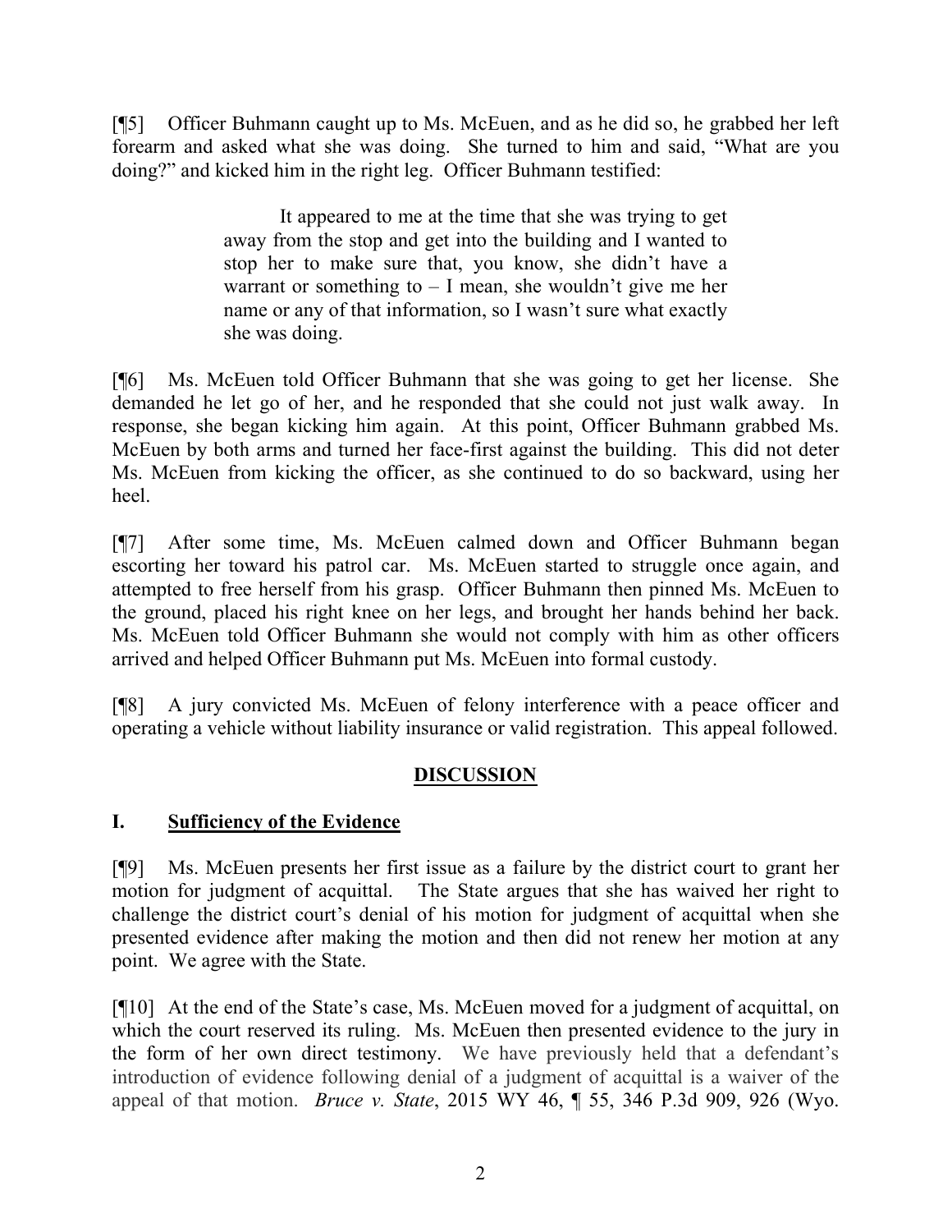[¶5] Officer Buhmann caught up to Ms. McEuen, and as he did so, he grabbed her left forearm and asked what she was doing. She turned to him and said, "What are you doing?" and kicked him in the right leg. Officer Buhmann testified:

> It appeared to me at the time that she was trying to get away from the stop and get into the building and I wanted to stop her to make sure that, you know, she didn't have a warrant or something to – I mean, she wouldn't give me her name or any of that information, so I wasn't sure what exactly she was doing.

[¶6] Ms. McEuen told Officer Buhmann that she was going to get her license. She demanded he let go of her, and he responded that she could not just walk away. In response, she began kicking him again. At this point, Officer Buhmann grabbed Ms. McEuen by both arms and turned her face-first against the building. This did not deter Ms. McEuen from kicking the officer, as she continued to do so backward, using her heel.

[¶7] After some time, Ms. McEuen calmed down and Officer Buhmann began escorting her toward his patrol car. Ms. McEuen started to struggle once again, and attempted to free herself from his grasp. Officer Buhmann then pinned Ms. McEuen to the ground, placed his right knee on her legs, and brought her hands behind her back. Ms. McEuen told Officer Buhmann she would not comply with him as other officers arrived and helped Officer Buhmann put Ms. McEuen into formal custody.

[¶8] A jury convicted Ms. McEuen of felony interference with a peace officer and operating a vehicle without liability insurance or valid registration. This appeal followed.

## DISCUSSION

### I. Sufficiency of the Evidence

[¶9] Ms. McEuen presents her first issue as a failure by the district court to grant her motion for judgment of acquittal. The State argues that she has waived her right to challenge the district court's denial of his motion for judgment of acquittal when she presented evidence after making the motion and then did not renew her motion at any point. We agree with the State.

[¶10] At the end of the State's case, Ms. McEuen moved for a judgment of acquittal, on which the court reserved its ruling. Ms. McEuen then presented evidence to the jury in the form of her own direct testimony. We have previously held that a defendant's introduction of evidence following denial of a judgment of acquittal is a waiver of the appeal of that motion. *Bruce v. State*, 2015 WY 46, ¶ 55, 346 P.3d 909, 926 (Wyo.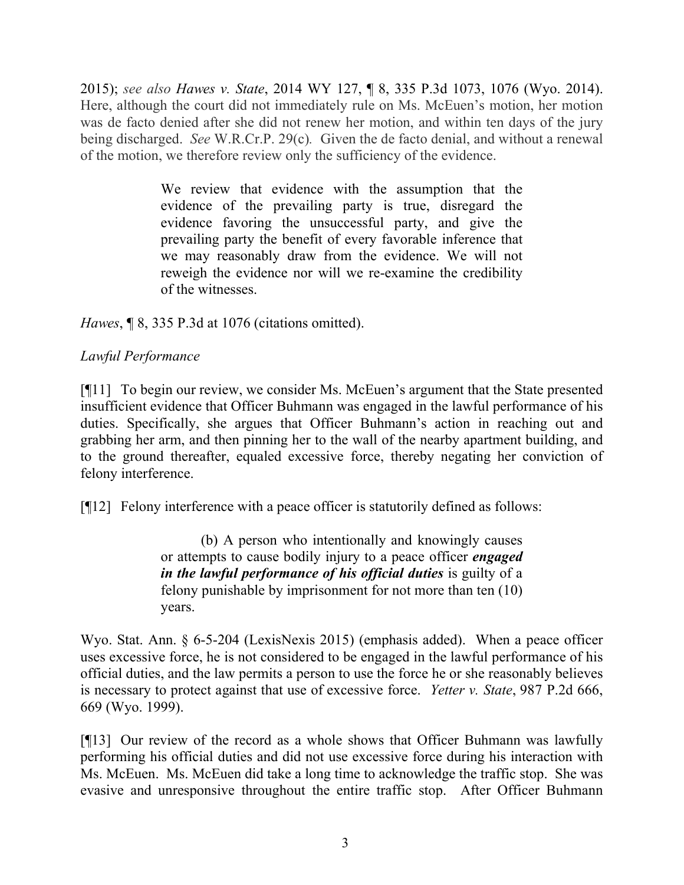2015); *see also Hawes v. State*, 2014 WY 127, ¶ 8, 335 P.3d 1073, 1076 (Wyo. 2014). Here, although the court did not immediately rule on Ms. McEuen's motion, her motion was de facto denied after she did not renew her motion, and within ten days of the jury being discharged. *See* W.R.Cr.P. 29(c). Given the de facto denial, and without a renewal of the motion, we therefore review only the sufficiency of the evidence.

> We review that evidence with the assumption that the evidence of the prevailing party is true, disregard the evidence favoring the unsuccessful party, and give the prevailing party the benefit of every favorable inference that we may reasonably draw from the evidence. We will not reweigh the evidence nor will we re-examine the credibility of the witnesses.

*Hawes*, ¶ 8, 335 P.3d at 1076 (citations omitted).

*Lawful Performance*

[¶11] To begin our review, we consider Ms. McEuen's argument that the State presented insufficient evidence that Officer Buhmann was engaged in the lawful performance of his duties. Specifically, she argues that Officer Buhmann's action in reaching out and grabbing her arm, and then pinning her to the wall of the nearby apartment building, and to the ground thereafter, equaled excessive force, thereby negating her conviction of felony interference.

[¶12] Felony interference with a peace officer is statutorily defined as follows:

> (b) A person who intentionally and knowingly causes or attempts to cause bodily injury to a peace officer ***engaged in the lawful performance of his official duties*** is guilty of a felony punishable by imprisonment for not more than ten (10) years.

Wyo. Stat. Ann. § 6-5-204 (LexisNexis 2015) (emphasis added). When a peace officer uses excessive force, he is not considered to be engaged in the lawful performance of his official duties, and the law permits a person to use the force he or she reasonably believes is necessary to protect against that use of excessive force. *Yetter v. State*, 987 P.2d 666, 669 (Wyo. 1999).

[¶13] Our review of the record as a whole shows that Officer Buhmann was lawfully performing his official duties and did not use excessive force during his interaction with Ms. McEuen. Ms. McEuen did take a long time to acknowledge the traffic stop. She was evasive and unresponsive throughout the entire traffic stop. After Officer Buhmann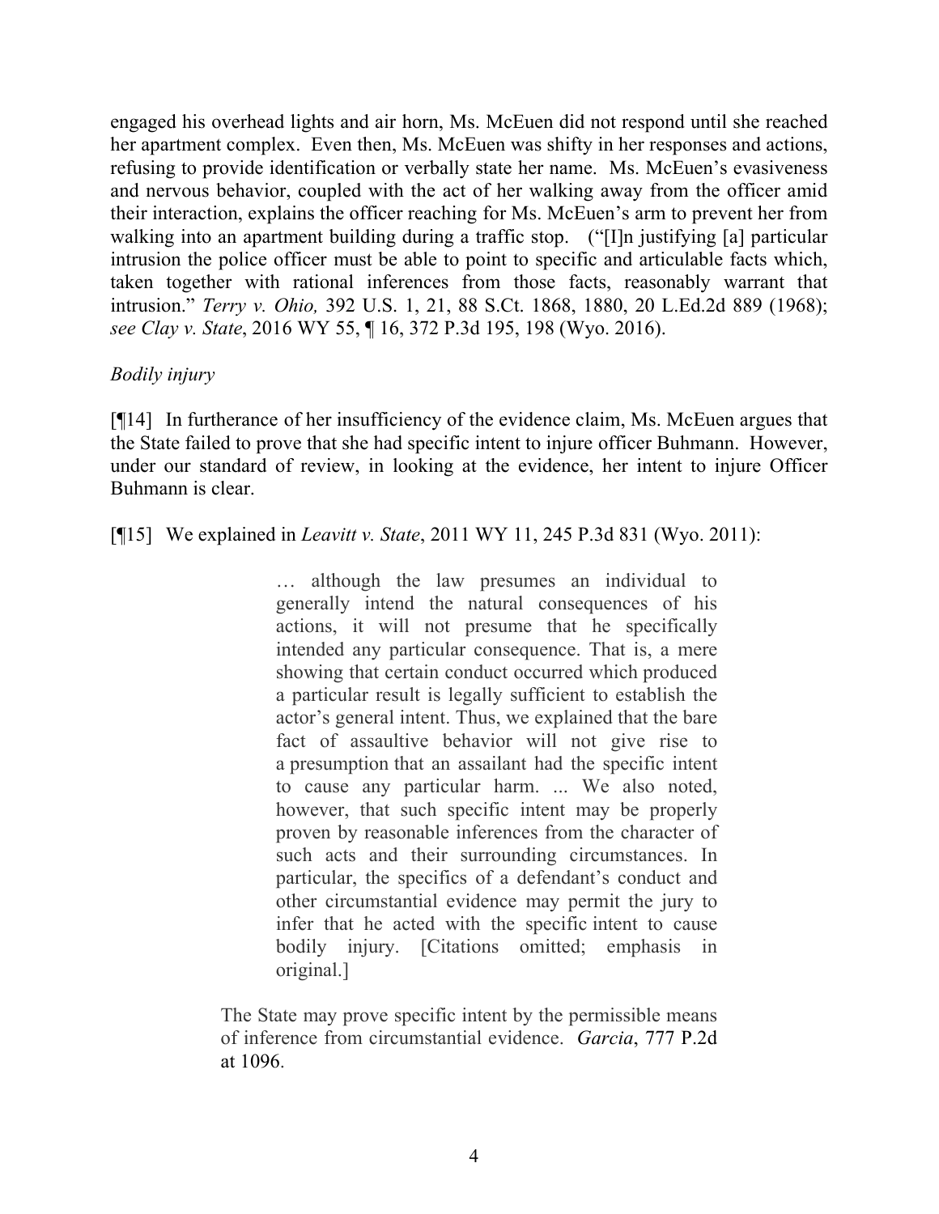engaged his overhead lights and air horn, Ms. McEuen did not respond until she reached her apartment complex. Even then, Ms. McEuen was shifty in her responses and actions, refusing to provide identification or verbally state her name. Ms. McEuen's evasiveness and nervous behavior, coupled with the act of her walking away from the officer amid their interaction, explains the officer reaching for Ms. McEuen's arm to prevent her from walking into an apartment building during a traffic stop. ("[I]n justifying [a] particular intrusion the police officer must be able to point to specific and articulable facts which, taken together with rational inferences from those facts, reasonably warrant that intrusion." *Terry v. Ohio,* 392 U.S. 1, 21, 88 S.Ct. 1868, 1880, 20 L.Ed.2d 889 (1968); *see Clay v. State*, 2016 WY 55, ¶ 16, 372 P.3d 195, 198 (Wyo. 2016).

*Bodily injury*

[¶14] In furtherance of her insufficiency of the evidence claim, Ms. McEuen argues that the State failed to prove that she had specific intent to injure officer Buhmann. However, under our standard of review, in looking at the evidence, her intent to injure Officer Buhmann is clear.

[¶15] We explained in *Leavitt v. State*, 2011 WY 11, 245 P.3d 831 (Wyo. 2011):

> … although the law presumes an individual to generally intend the natural consequences of his actions, it will not presume that he specifically intended any particular consequence. That is, a mere showing that certain conduct occurred which produced a particular result is legally sufficient to establish the actor's general intent. Thus, we explained that the bare fact of assaultive behavior will not give rise to a presumption that an assailant had the specific intent to cause any particular harm. ... We also noted, however, that such specific intent may be properly proven by reasonable inferences from the character of such acts and their surrounding circumstances. In particular, the specifics of a defendant's conduct and other circumstantial evidence may permit the jury to infer that he acted with the specific intent to cause bodily injury. [Citations omitted; emphasis in original.]

> The State may prove specific intent by the permissible means of inference from circumstantial evidence. *Garcia*, 777 P.2d at 1096.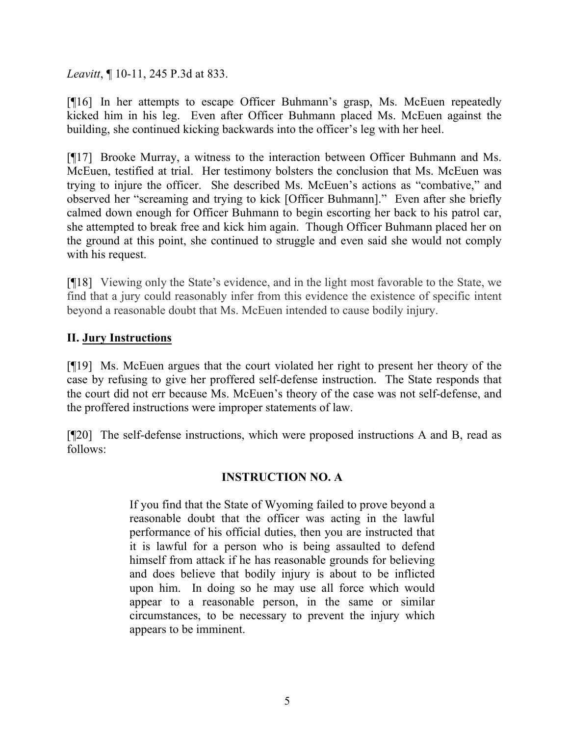*Leavitt*, ¶ 10-11, 245 P.3d at 833.

[¶16] In her attempts to escape Officer Buhmann's grasp, Ms. McEuen repeatedly kicked him in his leg. Even after Officer Buhmann placed Ms. McEuen against the building, she continued kicking backwards into the officer's leg with her heel.

[¶17] Brooke Murray, a witness to the interaction between Officer Buhmann and Ms. McEuen, testified at trial. Her testimony bolsters the conclusion that Ms. McEuen was trying to injure the officer. She described Ms. McEuen's actions as "combative," and observed her "screaming and trying to kick [Officer Buhmann]." Even after she briefly calmed down enough for Officer Buhmann to begin escorting her back to his patrol car, she attempted to break free and kick him again. Though Officer Buhmann placed her on the ground at this point, she continued to struggle and even said she would not comply with his request.

[¶18] Viewing only the State's evidence, and in the light most favorable to the State, we find that a jury could reasonably infer from this evidence the existence of specific intent beyond a reasonable doubt that Ms. McEuen intended to cause bodily injury.

## II. Jury Instructions

[¶19] Ms. McEuen argues that the court violated her right to present her theory of the case by refusing to give her proffered self-defense instruction. The State responds that the court did not err because Ms. McEuen's theory of the case was not self-defense, and the proffered instructions were improper statements of law.

[¶20] The self-defense instructions, which were proposed instructions A and B, read as follows:

> **INSTRUCTION NO. A**
>
> If you find that the State of Wyoming failed to prove beyond a reasonable doubt that the officer was acting in the lawful performance of his official duties, then you are instructed that it is lawful for a person who is being assaulted to defend himself from attack if he has reasonable grounds for believing and does believe that bodily injury is about to be inflicted upon him. In doing so he may use all force which would appear to a reasonable person, in the same or similar circumstances, to be necessary to prevent the injury which appears to be imminent.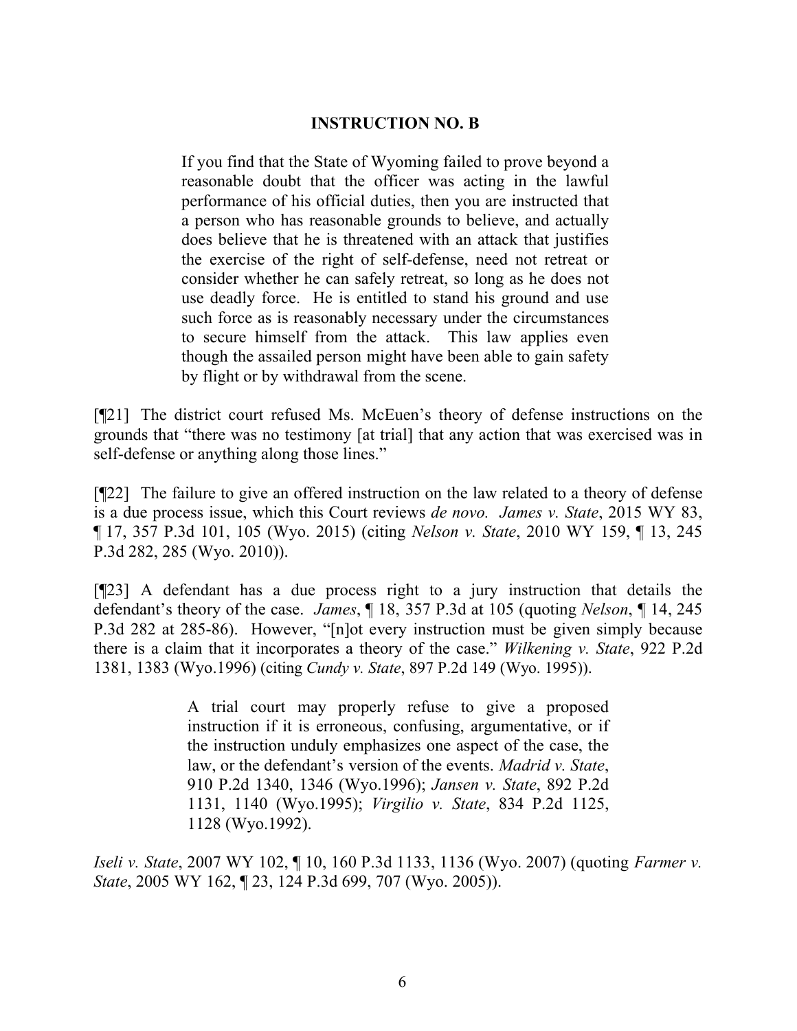**INSTRUCTION NO. B**

> If you find that the State of Wyoming failed to prove beyond a reasonable doubt that the officer was acting in the lawful performance of his official duties, then you are instructed that a person who has reasonable grounds to believe, and actually does believe that he is threatened with an attack that justifies the exercise of the right of self-defense, need not retreat or consider whether he can safely retreat, so long as he does not use deadly force. He is entitled to stand his ground and use such force as is reasonably necessary under the circumstances to secure himself from the attack. This law applies even though the assailed person might have been able to gain safety by flight or by withdrawal from the scene.

[¶21] The district court refused Ms. McEuen's theory of defense instructions on the grounds that "there was no testimony [at trial] that any action that was exercised was in self-defense or anything along those lines."

[¶22] The failure to give an offered instruction on the law related to a theory of defense is a due process issue, which this Court reviews *de novo*. *James v. State*, 2015 WY 83, ¶ 17, 357 P.3d 101, 105 (Wyo. 2015) (citing *Nelson v. State*, 2010 WY 159, ¶ 13, 245 P.3d 282, 285 (Wyo. 2010)).

[¶23] A defendant has a due process right to a jury instruction that details the defendant's theory of the case. *James*, ¶ 18, 357 P.3d at 105 (quoting *Nelson*, ¶ 14, 245 P.3d 282 at 285-86). However, "[n]ot every instruction must be given simply because there is a claim that it incorporates a theory of the case." *Wilkening v. State*, 922 P.2d 1381, 1383 (Wyo.1996) (citing *Cundy v. State*, 897 P.2d 149 (Wyo. 1995)).

> A trial court may properly refuse to give a proposed instruction if it is erroneous, confusing, argumentative, or if the instruction unduly emphasizes one aspect of the case, the law, or the defendant's version of the events. *Madrid v. State*, 910 P.2d 1340, 1346 (Wyo.1996); *Jansen v. State*, 892 P.2d 1131, 1140 (Wyo.1995); *Virgilio v. State*, 834 P.2d 1125, 1128 (Wyo.1992).

*Iseli v. State*, 2007 WY 102, ¶ 10, 160 P.3d 1133, 1136 (Wyo. 2007) (quoting *Farmer v. State*, 2005 WY 162, ¶ 23, 124 P.3d 699, 707 (Wyo. 2005)).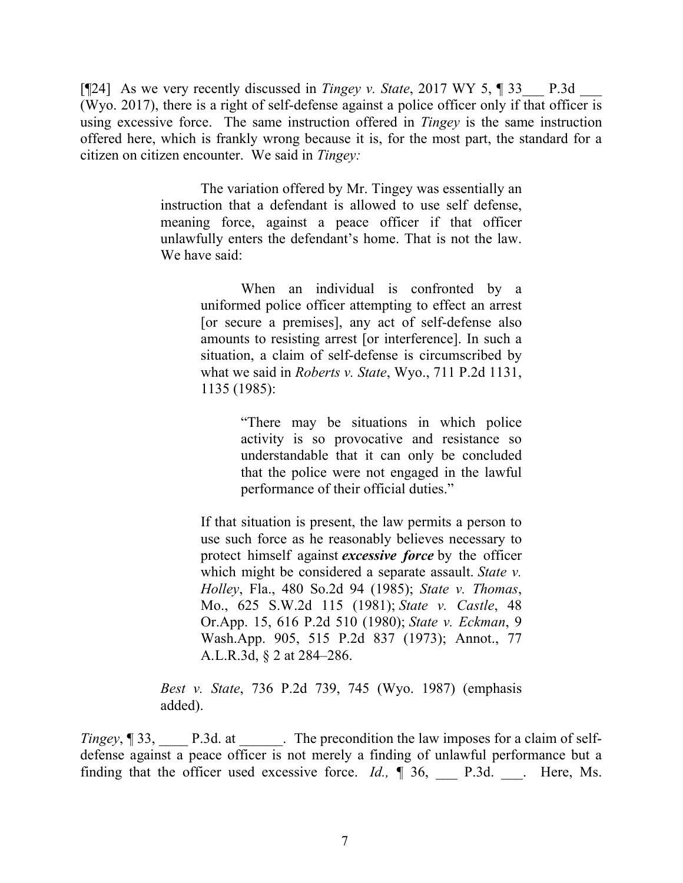[¶24] As we very recently discussed in *Tingey v. State*, 2017 WY 5, ¶ 33___ P.3d ___ (Wyo. 2017), there is a right of self-defense against a police officer only if that officer is using excessive force. The same instruction offered in *Tingey* is the same instruction offered here, which is frankly wrong because it is, for the most part, the standard for a citizen on citizen encounter. We said in *Tingey:*

> The variation offered by Mr. Tingey was essentially an instruction that a defendant is allowed to use self defense, meaning force, against a peace officer if that officer unlawfully enters the defendant's home. That is not the law. We have said:
>
> > When an individual is confronted by a uniformed police officer attempting to effect an arrest [or secure a premises], any act of self-defense also amounts to resisting arrest [or interference]. In such a situation, a claim of self-defense is circumscribed by what we said in *Roberts v. State*, Wyo., 711 P.2d 1131, 1135 (1985):
> >
> > > "There may be situations in which police activity is so provocative and resistance so understandable that it can only be concluded that the police were not engaged in the lawful performance of their official duties."
> >
> > If that situation is present, the law permits a person to use such force as he reasonably believes necessary to protect himself against ***excessive force*** by the officer which might be considered a separate assault. *State v. Holley*, Fla., 480 So.2d 94 (1985); *State v. Thomas*, Mo., 625 S.W.2d 115 (1981); *State v. Castle*, 48 Or.App. 15, 616 P.2d 510 (1980); *State v. Eckman*, 9 Wash.App. 905, 515 P.2d 837 (1973); Annot., 77 A.L.R.3d, § 2 at 284–286.
>
> *Best v. State*, 736 P.2d 739, 745 (Wyo. 1987) (emphasis added).

*Tingey*, ¶ 33, ____ P.3d. at ______. The precondition the law imposes for a claim of self-defense against a peace officer is not merely a finding of unlawful performance but a finding that the officer used excessive force. *Id.,* ¶ 36, ___ P.3d. ___. Here, Ms.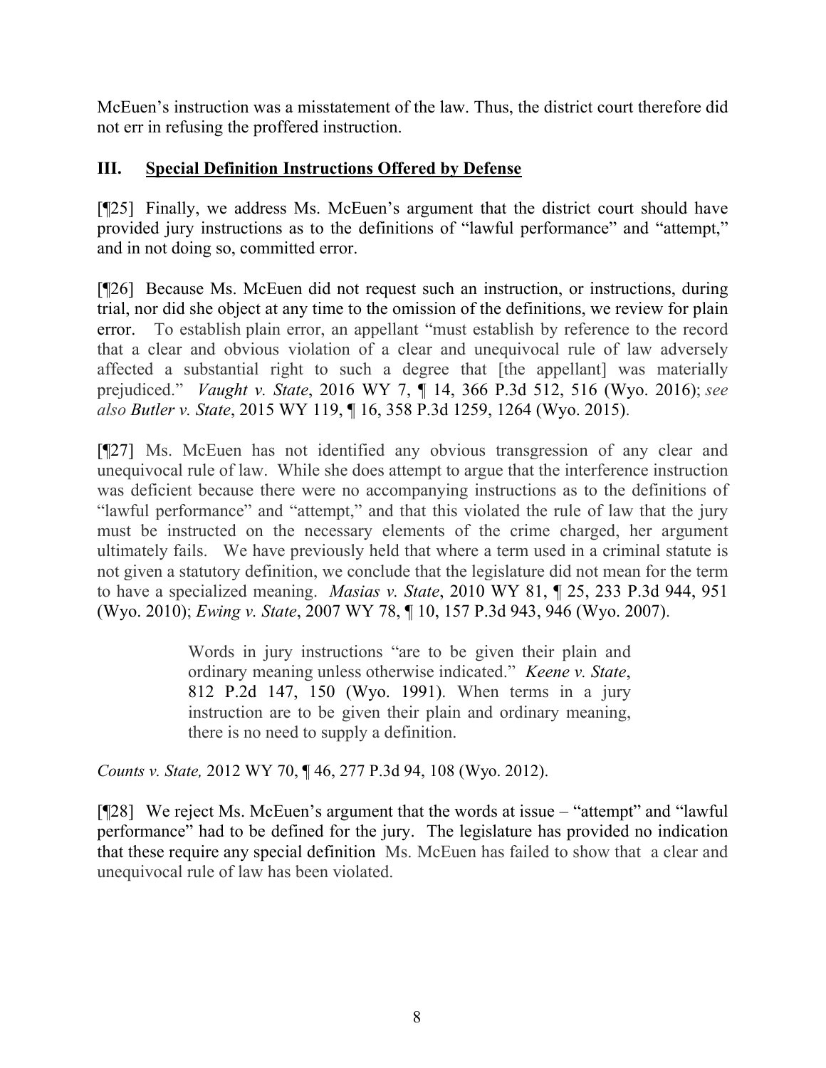McEuen's instruction was a misstatement of the law. Thus, the district court therefore did not err in refusing the proffered instruction.

## III. **Special Definition Instructions Offered by Defense**

[¶25] Finally, we address Ms. McEuen's argument that the district court should have provided jury instructions as to the definitions of "lawful performance" and "attempt," and in not doing so, committed error.

[¶26] Because Ms. McEuen did not request such an instruction, or instructions, during trial, nor did she object at any time to the omission of the definitions, we review for plain error. To establish plain error, an appellant "must establish by reference to the record that a clear and obvious violation of a clear and unequivocal rule of law adversely affected a substantial right to such a degree that [the appellant] was materially prejudiced." *Vaught v. State*, 2016 WY 7, ¶ 14, 366 P.3d 512, 516 (Wyo. 2016); *see also Butler v. State*, 2015 WY 119, ¶ 16, 358 P.3d 1259, 1264 (Wyo. 2015).

[¶27] Ms. McEuen has not identified any obvious transgression of any clear and unequivocal rule of law. While she does attempt to argue that the interference instruction was deficient because there were no accompanying instructions as to the definitions of "lawful performance" and "attempt," and that this violated the rule of law that the jury must be instructed on the necessary elements of the crime charged, her argument ultimately fails. We have previously held that where a term used in a criminal statute is not given a statutory definition, we conclude that the legislature did not mean for the term to have a specialized meaning. *Masias v. State*, 2010 WY 81, ¶ 25, 233 P.3d 944, 951 (Wyo. 2010); *Ewing v. State*, 2007 WY 78, ¶ 10, 157 P.3d 943, 946 (Wyo. 2007).

> Words in jury instructions "are to be given their plain and ordinary meaning unless otherwise indicated." *Keene v. State*, 812 P.2d 147, 150 (Wyo. 1991). When terms in a jury instruction are to be given their plain and ordinary meaning, there is no need to supply a definition.

*Counts v. State,* 2012 WY 70, ¶ 46, 277 P.3d 94, 108 (Wyo. 2012).

[¶28] We reject Ms. McEuen's argument that the words at issue – "attempt" and "lawful performance" had to be defined for the jury. The legislature has provided no indication that these require any special definition Ms. McEuen has failed to show that a clear and unequivocal rule of law has been violated.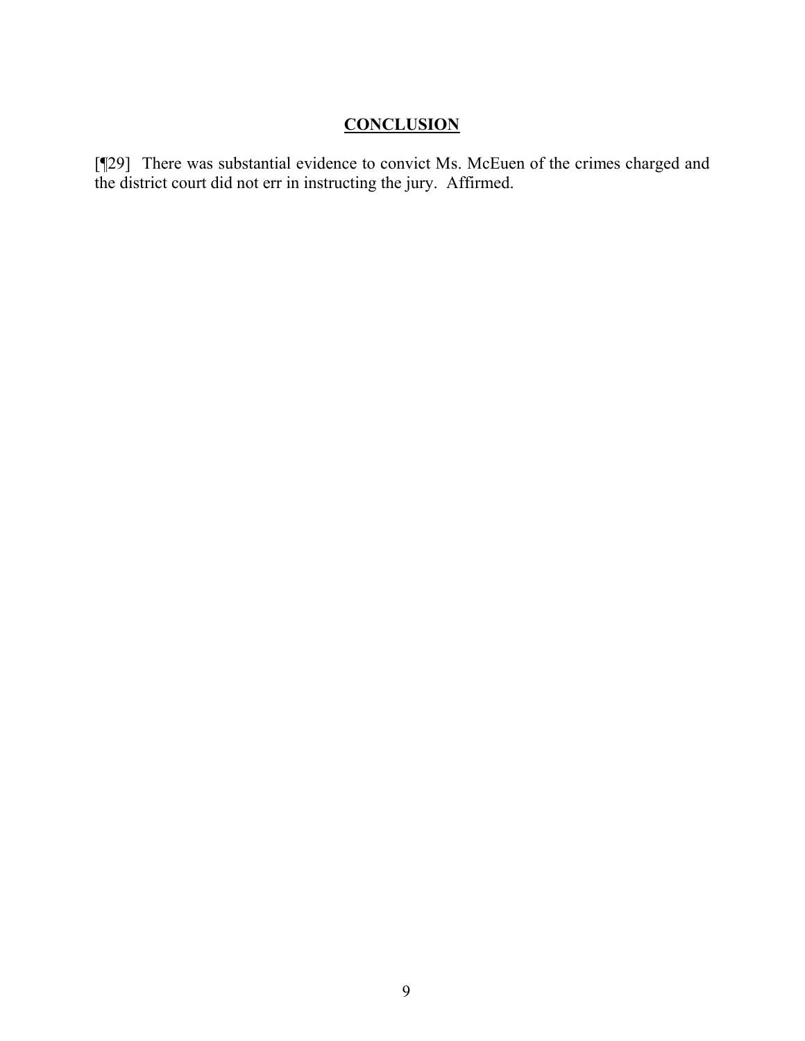## **CONCLUSION**

[¶29] There was substantial evidence to convict Ms. McEuen of the crimes charged and the district court did not err in instructing the jury. Affirmed.